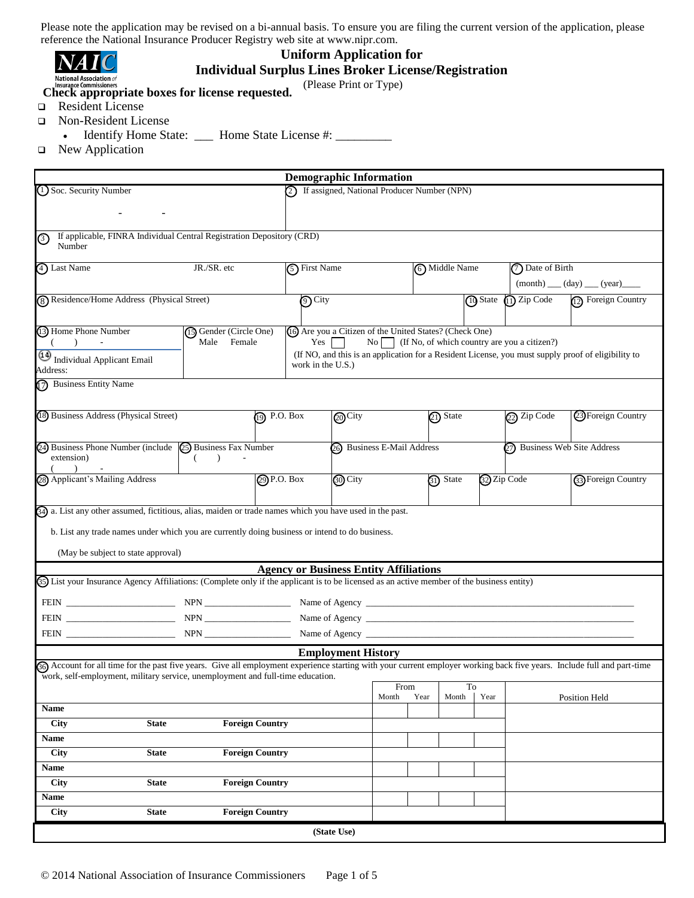Please note the application may be revised on a bi-annual basis. To ensure you are filing the current version of the application, please reference the National Insurance Producer Registry web site at www.nipr.com.

# Uniform Application for Individual Surplus Lines Broker License/Registration

(Please Print or Type)

**Check appropriate boxes for license requested.**

- ❑ Resident License
- ❑ Non-Resident License
  - Identify Home State: ___ Home State License #: _________
- ❑ New Application

## Demographic Information

| | | | | |
|---|---|---|---|---|
| (1) Soc. Security Number<br>- - | (2) If assigned, National Producer Number (NPN) | | | |
| (3) If applicable, FINRA Individual Central Registration Depository (CRD) Number | | | | |
| (4) Last Name JR./SR. etc | (5) First Name | (6) Middle Name | (7) Date of Birth<br>(month) ___ (day) ___ (year)____ | |
| (8) Residence/Home Address (Physical Street) | (9) City | (10) State | (11) Zip Code | (12) Foreign Country |
| (13) Home Phone Number<br>( ) - | (15) Gender (Circle One)<br>Male Female | (16) Are you a Citizen of the United States? (Check One)<br>Yes ☐ No ☐ (If No, of which country are you a citizen?)<br>(If NO, and this is an application for a Resident License, you must supply proof of eligibility to work in the U.S.) | | |
| (14) Individual Applicant Email Address: | | | | |
| (17) Business Entity Name | | | | |

| | | | | | |
|---|---|---|---|---|---|
| (18) Business Address (Physical Street) | (19) P.O. Box | (20) City | (21) State | (22) Zip Code | (23) Foreign Country |
| (24) Business Phone Number (include extension)<br>( ) - | (25) Business Fax Number<br>( ) - | (26) Business E-Mail Address | | (27) Business Web Site Address | |
| (28) Applicant's Mailing Address | (29) P.O. Box | (30) City | (31) State | (32) Zip Code | (33) Foreign Country |

(34) a. List any other assumed, fictitious, alias, maiden or trade names which you have used in the past.

b. List any trade names under which you are currently doing business or intend to do business.

(May be subject to state approval)

## Agency or Business Entity Affiliations

(35) List your Insurance Agency Affiliations: (Complete only if the applicant is to be licensed as an active member of the business entity)

FEIN _______________________ NPN __________________ Name of Agency ____________________________________________

FEIN _______________________ NPN __________________ Name of Agency ____________________________________________

FEIN _______________________ NPN __________________ Name of Agency ____________________________________________

## Employment History

(36) Account for all time for the past five years. Give all employment experience starting with your current employer working back five years. Include full and part-time work, self-employment, military service, unemployment and full-time education.

| | From Month | From Year | To Month | To Year | Position Held |
|---|---|---|---|---|---|
| **Name** | | | | | |
| **City** **State** **Foreign Country** | | | | | |
| **Name** | | | | | |
| **City** **State** **Foreign Country** | | | | | |
| **Name** | | | | | |
| **City** **State** **Foreign Country** | | | | | |
| **Name** | | | | | |
| **City** **State** **Foreign Country** | | | | | |

**(State Use)**

© 2014 National Association of Insurance Commissioners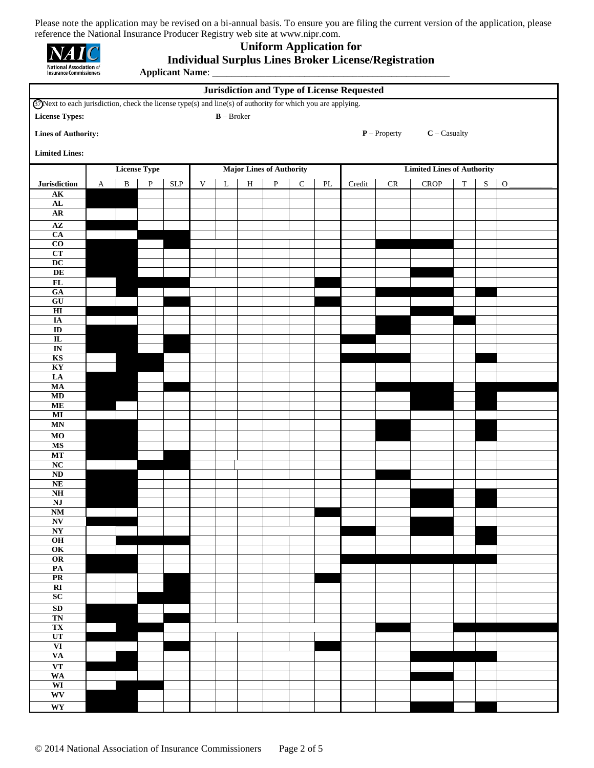Please note the application may be revised on a bi-annual basis. To ensure you are filing the current version of the application, please reference the National Insurance Producer Registry web site at www.nipr.com.

# Uniform Application for Individual Surplus Lines Broker License/Registration

**Applicant Name**: ___________________________________________________

## Jurisdiction and Type of License Requested

(37) Next to each jurisdiction, check the license type(s) and line(s) of authority for which you are applying.

**License Types:** **B** – Broker

**Lines of Authority:** **P** – Property **C** – Casualty

**Limited Lines:**

| | License Type | | | | Major Lines of Authority | | | | | | Limited Lines of Authority | | | | | |
|---|---|---|---|---|---|---|---|---|---|---|---|---|---|---|---|---|
| **Jurisdiction** | A | B | P | SLP | V | L | H | P | C | PL | Credit | CR | CROP | T | S | O ___________ |
| **AK** | | | | | | | | | | | | | | | | |
| **AL** | | | | | | | | | | | | | | | | |
| **AR** | | | | | | | | | | | | | | | | |
| **AZ** | | | | | | | | | | | | | | | | |
| **CA** | | | | | | | | | | | | | | | | |
| **CO** | | | | | | | | | | | | | | | | |
| **CT** | | | | | | | | | | | | | | | | |
| **DC** | | | | | | | | | | | | | | | | |
| **DE** | | | | | | | | | | | | | | | | |
| **FL** | | | | | | | | | | | | | | | | |
| **GA** | | | | | | | | | | | | | | | | |
| **GU** | | | | | | | | | | | | | | | | |
| **HI** | | | | | | | | | | | | | | | | |
| **IA** | | | | | | | | | | | | | | | | |
| **ID** | | | | | | | | | | | | | | | | |
| **IL** | | | | | | | | | | | | | | | | |
| **IN** | | | | | | | | | | | | | | | | |
| **KS** | | | | | | | | | | | | | | | | |
| **KY** | | | | | | | | | | | | | | | | |
| **LA** | | | | | | | | | | | | | | | | |
| **MA** | | | | | | | | | | | | | | | | |
| **MD** | | | | | | | | | | | | | | | | |
| **ME** | | | | | | | | | | | | | | | | |
| **MI** | | | | | | | | | | | | | | | | |
| **MN** | | | | | | | | | | | | | | | | |
| **MO** | | | | | | | | | | | | | | | | |
| **MS** | | | | | | | | | | | | | | | | |
| **MT** | | | | | | | | | | | | | | | | |
| **NC** | | | | | | | | | | | | | | | | |
| **ND** | | | | | | | | | | | | | | | | |
| **NE** | | | | | | | | | | | | | | | | |
| **NH** | | | | | | | | | | | | | | | | |
| **NJ** | | | | | | | | | | | | | | | | |
| **NM** | | | | | | | | | | | | | | | | |
| **NV** | | | | | | | | | | | | | | | | |
| **NY** | | | | | | | | | | | | | | | | |
| **OH** | | | | | | | | | | | | | | | | |
| **OK** | | | | | | | | | | | | | | | | |
| **OR** | | | | | | | | | | | | | | | | |
| **PA** | | | | | | | | | | | | | | | | |
| **PR** | | | | | | | | | | | | | | | | |
| **RI** | | | | | | | | | | | | | | | | |
| **SC** | | | | | | | | | | | | | | | | |
| **SD** | | | | | | | | | | | | | | | | |
| **TN** | | | | | | | | | | | | | | | | |
| **TX** | | | | | | | | | | | | | | | | |
| **UT** | | | | | | | | | | | | | | | | |
| **VI** | | | | | | | | | | | | | | | | |
| **VA** | | | | | | | | | | | | | | | | |
| **VT** | | | | | | | | | | | | | | | | |
| **WA** | | | | | | | | | | | | | | | | |
| **WI** | | | | | | | | | | | | | | | | |
| **WV** | | | | | | | | | | | | | | | | |
| **WY** | | | | | | | | | | | | | | | | |

© 2014 National Association of Insurance Commissioners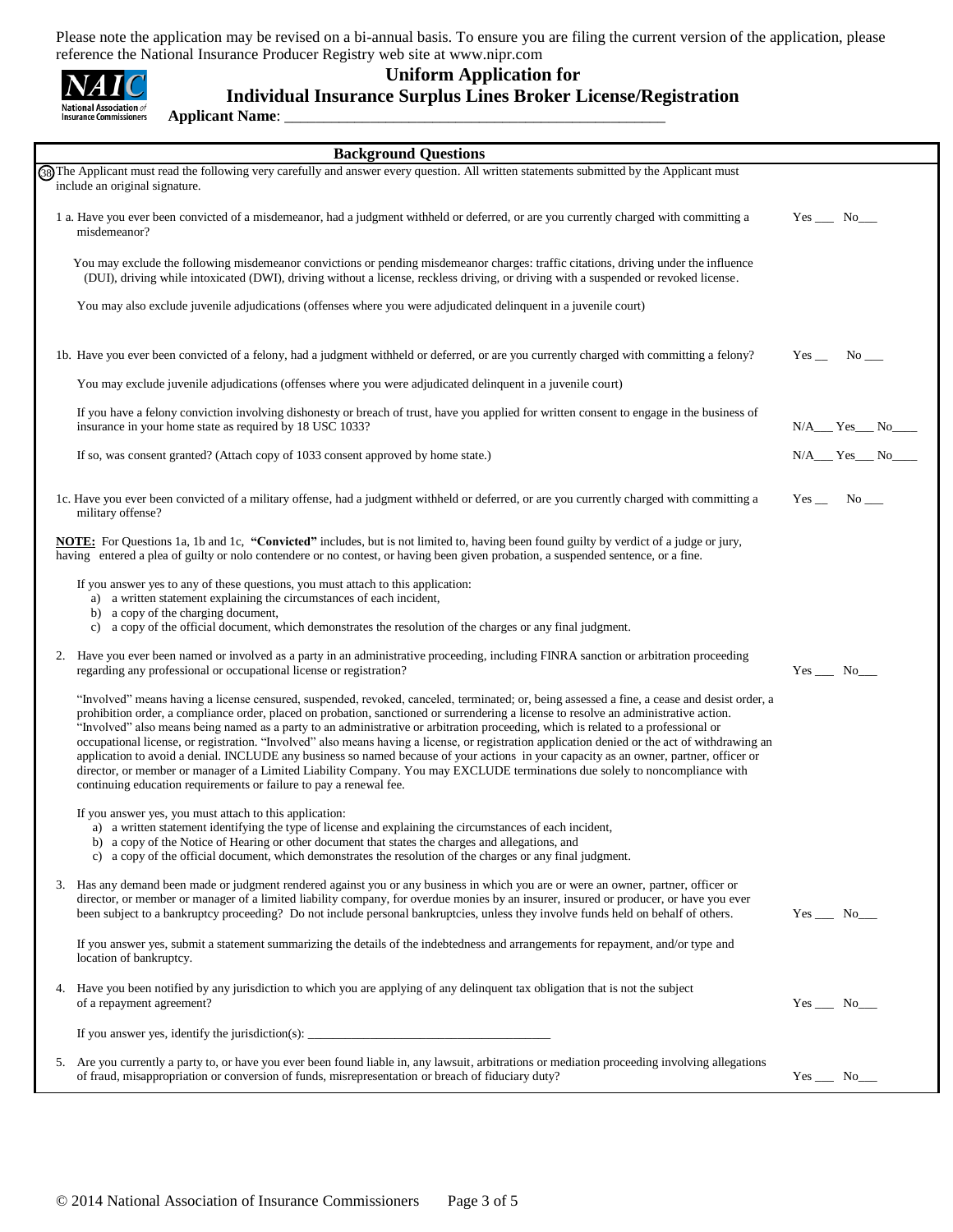Please note the application may be revised on a bi-annual basis. To ensure you are filing the current version of the application, please reference the National Insurance Producer Registry web site at www.nipr.com

# Uniform Application for Individual Insurance Surplus Lines Broker License/Registration

**Applicant Name**: ___________________________________________________

## Background Questions

(38) The Applicant must read the following very carefully and answer every question. All written statements submitted by the Applicant must include an original signature.

1 a. Have you ever been convicted of a misdemeanor, had a judgment withheld or deferred, or are you currently charged with committing a misdemeanor? Yes ___ No___

You may exclude the following misdemeanor convictions or pending misdemeanor charges: traffic citations, driving under the influence (DUI), driving while intoxicated (DWI), driving without a license, reckless driving, or driving with a suspended or revoked license.

You may also exclude juvenile adjudications (offenses where you were adjudicated delinquent in a juvenile court)

1b. Have you ever been convicted of a felony, had a judgment withheld or deferred, or are you currently charged with committing a felony? Yes __ No ___

You may exclude juvenile adjudications (offenses where you were adjudicated delinquent in a juvenile court)

If you have a felony conviction involving dishonesty or breach of trust, have you applied for written consent to engage in the business of insurance in your home state as required by 18 USC 1033? N/A___ Yes___ No____

If so, was consent granted? (Attach copy of 1033 consent approved by home state.) N/A___ Yes___ No____

1c. Have you ever been convicted of a military offense, had a judgment withheld or deferred, or are you currently charged with committing a military offense? Yes __ No ___

**NOTE:** For Questions 1a, 1b and 1c, **"Convicted"** includes, but is not limited to, having been found guilty by verdict of a judge or jury, having entered a plea of guilty or nolo contendere or no contest, or having been given probation, a suspended sentence, or a fine.

If you answer yes to any of these questions, you must attach to this application:

a) a written statement explaining the circumstances of each incident,
b) a copy of the charging document,
c) a copy of the official document, which demonstrates the resolution of the charges or any final judgment.

2. Have you ever been named or involved as a party in an administrative proceeding, including FINRA sanction or arbitration proceeding regarding any professional or occupational license or registration? Yes ___ No___

"Involved" means having a license censured, suspended, revoked, canceled, terminated; or, being assessed a fine, a cease and desist order, a prohibition order, a compliance order, placed on probation, sanctioned or surrendering a license to resolve an administrative action. "Involved" also means being named as a party to an administrative or arbitration proceeding, which is related to a professional or occupational license, or registration. "Involved" also means having a license, or registration application denied or the act of withdrawing an application to avoid a denial. INCLUDE any business so named because of your actions in your capacity as an owner, partner, officer or director, or member or manager of a Limited Liability Company. You may EXCLUDE terminations due solely to noncompliance with continuing education requirements or failure to pay a renewal fee.

If you answer yes, you must attach to this application:

a) a written statement identifying the type of license and explaining the circumstances of each incident,
b) a copy of the Notice of Hearing or other document that states the charges and allegations, and
c) a copy of the official document, which demonstrates the resolution of the charges or any final judgment.

3. Has any demand been made or judgment rendered against you or any business in which you are or were an owner, partner, officer or director, or member or manager of a limited liability company, for overdue monies by an insurer, insured or producer, or have you ever been subject to a bankruptcy proceeding? Do not include personal bankruptcies, unless they involve funds held on behalf of others. Yes ___ No___

If you answer yes, submit a statement summarizing the details of the indebtedness and arrangements for repayment, and/or type and location of bankruptcy.

4. Have you been notified by any jurisdiction to which you are applying of any delinquent tax obligation that is not the subject of a repayment agreement? Yes ___ No___

If you answer yes, identify the jurisdiction(s): ____________________________________

5. Are you currently a party to, or have you ever been found liable in, any lawsuit, arbitrations or mediation proceeding involving allegations of fraud, misappropriation or conversion of funds, misrepresentation or breach of fiduciary duty? Yes ___ No___

© 2014 National Association of Insurance Commissioners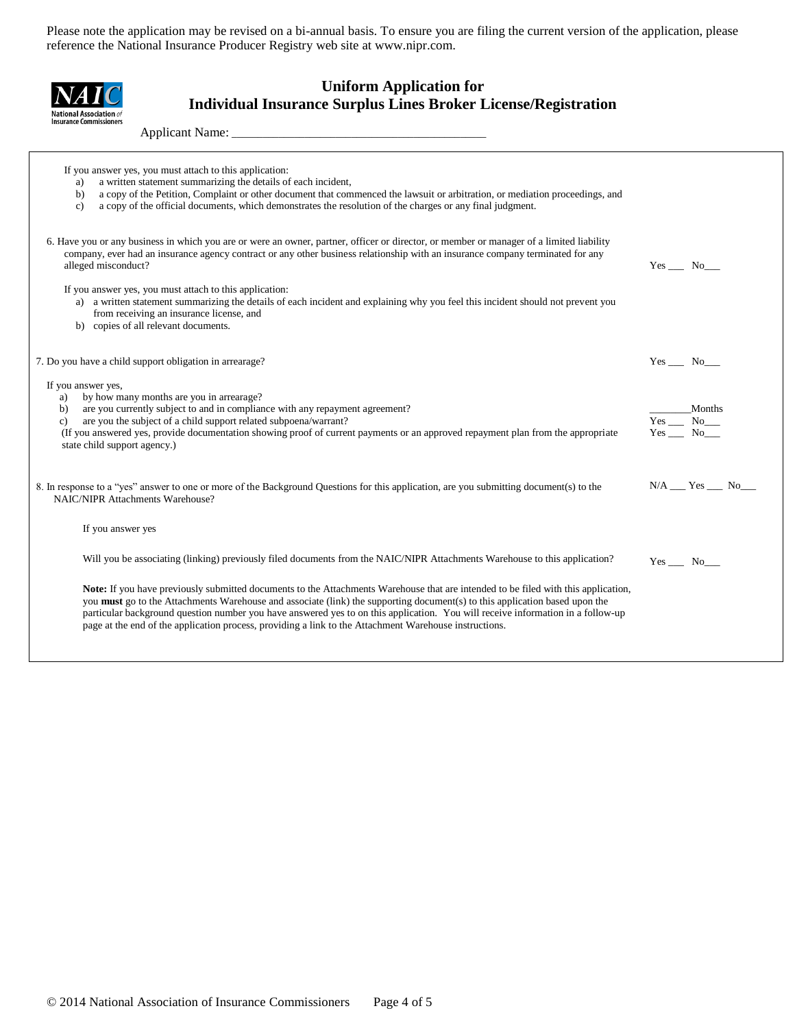Please note the application may be revised on a bi-annual basis. To ensure you are filing the current version of the application, please reference the National Insurance Producer Registry web site at www.nipr.com.

# Uniform Application for Individual Insurance Surplus Lines Broker License/Registration

Applicant Name: ________________________________________

If you answer yes, you must attach to this application:

a) a written statement summarizing the details of each incident,
b) a copy of the Petition, Complaint or other document that commenced the lawsuit or arbitration, or mediation proceedings, and
c) a copy of the official documents, which demonstrates the resolution of the charges or any final judgment.

6. Have you or any business in which you are or were an owner, partner, officer or director, or member or manager of a limited liability company, ever had an insurance agency contract or any other business relationship with an insurance company terminated for any alleged misconduct? Yes ___ No___

If you answer yes, you must attach to this application:

a) a written statement summarizing the details of each incident and explaining why you feel this incident should not prevent you from receiving an insurance license, and
b) copies of all relevant documents.

7. Do you have a child support obligation in arrearage? Yes ___ No___

If you answer yes,

a) by how many months are you in arrearage? ________Months
b) are you currently subject to and in compliance with any repayment agreement? Yes ___ No___
c) are you the subject of a child support related subpoena/warrant? Yes ___ No___

(If you answered yes, provide documentation showing proof of current payments or an approved repayment plan from the appropriate state child support agency.)

8. In response to a "yes" answer to one or more of the Background Questions for this application, are you submitting document(s) to the NAIC/NIPR Attachments Warehouse? N/A ___ Yes ___ No___

If you answer yes

Will you be associating (linking) previously filed documents from the NAIC/NIPR Attachments Warehouse to this application? Yes ___ No___

**Note:** If you have previously submitted documents to the Attachments Warehouse that are intended to be filed with this application, you **must** go to the Attachments Warehouse and associate (link) the supporting document(s) to this application based upon the particular background question number you have answered yes to on this application. You will receive information in a follow-up page at the end of the application process, providing a link to the Attachment Warehouse instructions.

© 2014 National Association of Insurance Commissioners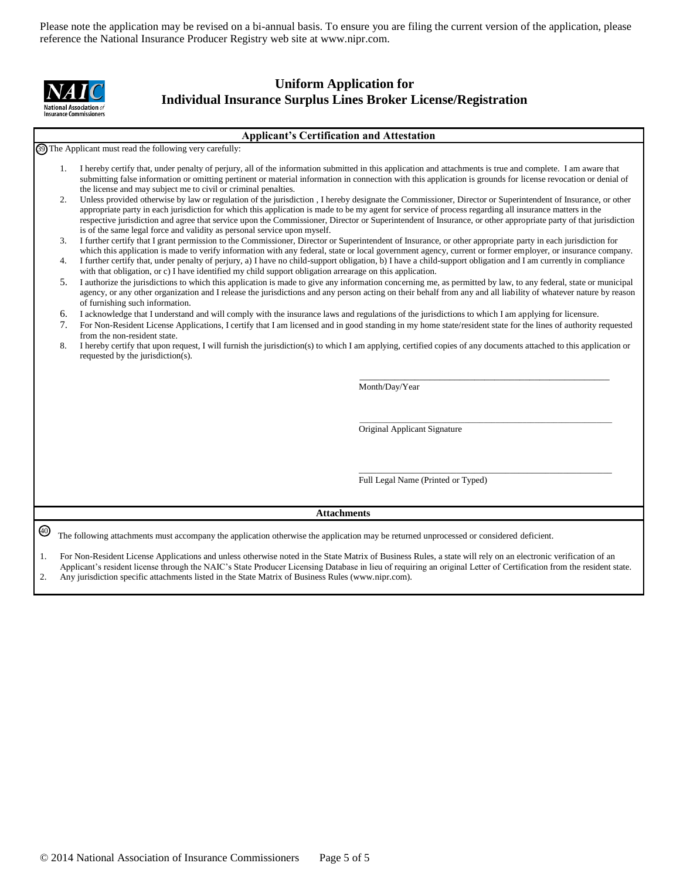Please note the application may be revised on a bi-annual basis. To ensure you are filing the current version of the application, please reference the National Insurance Producer Registry web site at www.nipr.com.

# Uniform Application for Individual Insurance Surplus Lines Broker License/Registration

## Applicant's Certification and Attestation

(39) The Applicant must read the following very carefully:

1. I hereby certify that, under penalty of perjury, all of the information submitted in this application and attachments is true and complete. I am aware that submitting false information or omitting pertinent or material information in connection with this application is grounds for license revocation or denial of the license and may subject me to civil or criminal penalties.
2. Unless provided otherwise by law or regulation of the jurisdiction , I hereby designate the Commissioner, Director or Superintendent of Insurance, or other appropriate party in each jurisdiction for which this application is made to be my agent for service of process regarding all insurance matters in the respective jurisdiction and agree that service upon the Commissioner, Director or Superintendent of Insurance, or other appropriate party of that jurisdiction is of the same legal force and validity as personal service upon myself.
3. I further certify that I grant permission to the Commissioner, Director or Superintendent of Insurance, or other appropriate party in each jurisdiction for which this application is made to verify information with any federal, state or local government agency, current or former employer, or insurance company.
4. I further certify that, under penalty of perjury, a) I have no child-support obligation, b) I have a child-support obligation and I am currently in compliance with that obligation, or c) I have identified my child support obligation arrearage on this application.
5. I authorize the jurisdictions to which this application is made to give any information concerning me, as permitted by law, to any federal, state or municipal agency, or any other organization and I release the jurisdictions and any person acting on their behalf from any and all liability of whatever nature by reason of furnishing such information.
6. I acknowledge that I understand and will comply with the insurance laws and regulations of the jurisdictions to which I am applying for licensure.
7. For Non-Resident License Applications, I certify that I am licensed and in good standing in my home state/resident state for the lines of authority requested from the non-resident state.
8. I hereby certify that upon request, I will furnish the jurisdiction(s) to which I am applying, certified copies of any documents attached to this application or requested by the jurisdiction(s).

\_\_\_\_\_\_\_\_\_\_\_\_\_\_\_\_\_\_\_\_\_\_\_\_\_\_\_\_\_\_\_\_\_\_\_\_\_\_\_\_
Month/Day/Year

\_\_\_\_\_\_\_\_\_\_\_\_\_\_\_\_\_\_\_\_\_\_\_\_\_\_\_\_\_\_\_\_\_\_\_\_\_\_\_\_
Original Applicant Signature

\_\_\_\_\_\_\_\_\_\_\_\_\_\_\_\_\_\_\_\_\_\_\_\_\_\_\_\_\_\_\_\_\_\_\_\_\_\_\_\_
Full Legal Name (Printed or Typed)

## Attachments

(40) The following attachments must accompany the application otherwise the application may be returned unprocessed or considered deficient.

1. For Non-Resident License Applications and unless otherwise noted in the State Matrix of Business Rules, a state will rely on an electronic verification of an Applicant's resident license through the NAIC's State Producer Licensing Database in lieu of requiring an original Letter of Certification from the resident state.
2. Any jurisdiction specific attachments listed in the State Matrix of Business Rules (www.nipr.com).

© 2014 National Association of Insurance Commissioners